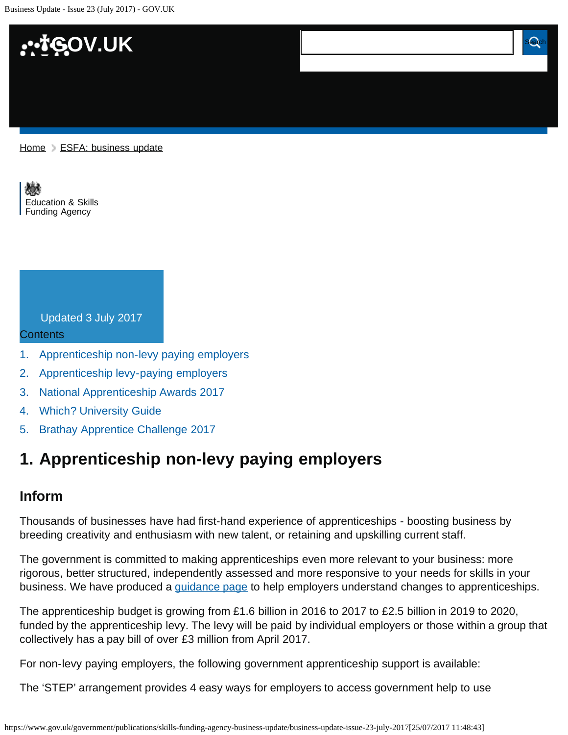Home > ESFA: business update

Education & Skills Funding Agency

Updated 3 July 2017

Contents

1. Apprenticeship non-levy paying employers
2. Apprenticeship levy-paying employers
3. National Apprenticeship Awards 2017
4. Which? University Guide
5. Brathay Apprentice Challenge 2017

## 1. Apprenticeship non-levy paying employers

### Inform

Thousands of businesses have had first-hand experience of apprenticeships - boosting business by breeding creativity and enthusiasm with new talent, or retaining and upskilling current staff.

The government is committed to making apprenticeships even more relevant to your business: more rigorous, better structured, independently assessed and more responsive to your needs for skills in your business. We have produced a guidance page to help employers understand changes to apprenticeships.

The apprenticeship budget is growing from £1.6 billion in 2016 to 2017 to £2.5 billion in 2019 to 2020, funded by the apprenticeship levy. The levy will be paid by individual employers or those within a group that collectively has a pay bill of over £3 million from April 2017.

For non-levy paying employers, the following government apprenticeship support is available:

The 'STEP' arrangement provides 4 easy ways for employers to access government help to use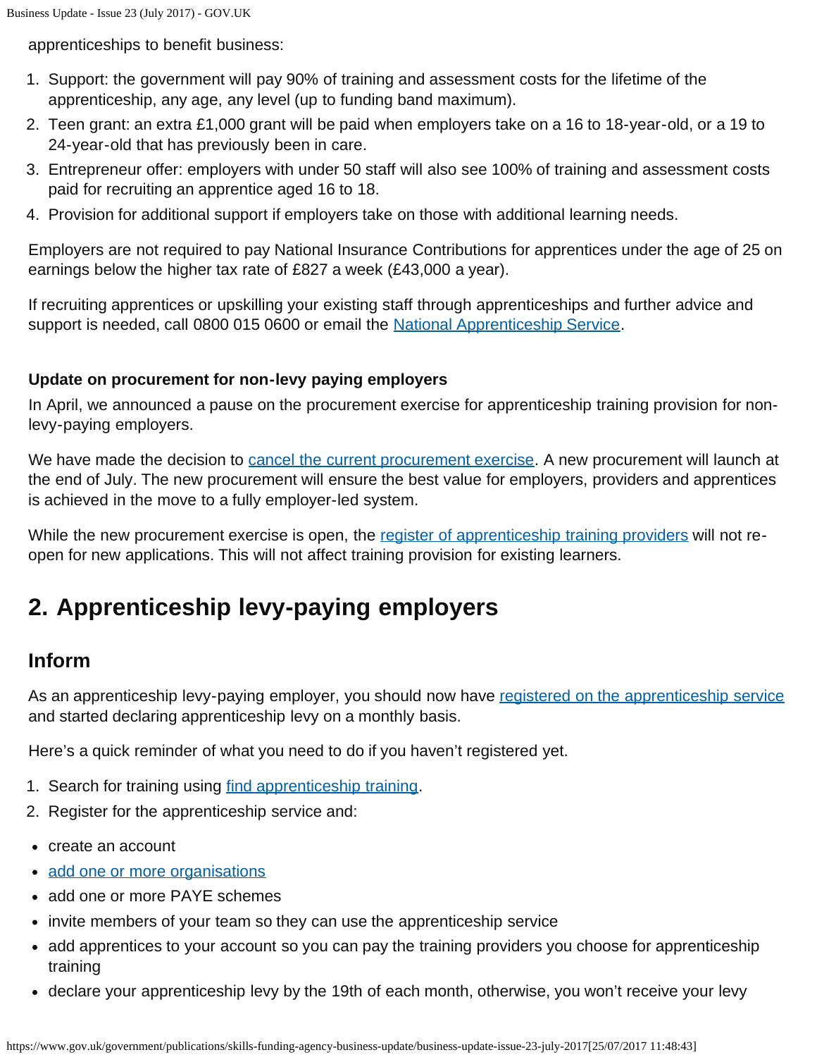apprenticeships to benefit business:

1. Support: the government will pay 90% of training and assessment costs for the lifetime of the apprenticeship, any age, any level (up to funding band maximum).
2. Teen grant: an extra £1,000 grant will be paid when employers take on a 16 to 18-year-old, or a 19 to 24-year-old that has previously been in care.
3. Entrepreneur offer: employers with under 50 staff will also see 100% of training and assessment costs paid for recruiting an apprentice aged 16 to 18.
4. Provision for additional support if employers take on those with additional learning needs.

Employers are not required to pay National Insurance Contributions for apprentices under the age of 25 on earnings below the higher tax rate of £827 a week (£43,000 a year).

If recruiting apprentices or upskilling your existing staff through apprenticeships and further advice and support is needed, call 0800 015 0600 or email the National Apprenticeship Service.

**Update on procurement for non-levy paying employers**

In April, we announced a pause on the procurement exercise for apprenticeship training provision for non-levy-paying employers.

We have made the decision to cancel the current procurement exercise. A new procurement will launch at the end of July. The new procurement will ensure the best value for employers, providers and apprentices is achieved in the move to a fully employer-led system.

While the new procurement exercise is open, the register of apprenticeship training providers will not re-open for new applications. This will not affect training provision for existing learners.

## 2. Apprenticeship levy-paying employers

### Inform

As an apprenticeship levy-paying employer, you should now have registered on the apprenticeship service and started declaring apprenticeship levy on a monthly basis.

Here's a quick reminder of what you need to do if you haven't registered yet.

1. Search for training using find apprenticeship training.
2. Register for the apprenticeship service and:

- create an account
- add one or more organisations
- add one or more PAYE schemes
- invite members of your team so they can use the apprenticeship service
- add apprentices to your account so you can pay the training providers you choose for apprenticeship training
- declare your apprenticeship levy by the 19th of each month, otherwise, you won't receive your levy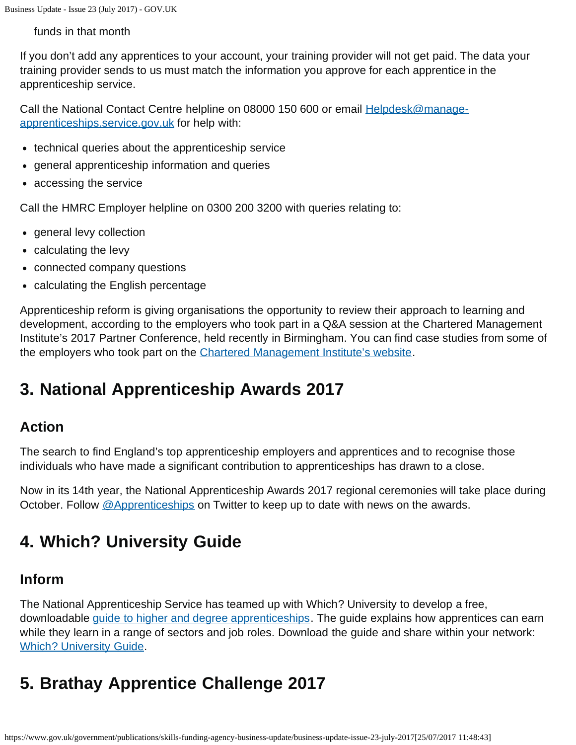funds in that month

If you don't add any apprentices to your account, your training provider will not get paid. The data your training provider sends to us must match the information you approve for each apprentice in the apprenticeship service.

Call the National Contact Centre helpline on 08000 150 600 or email [Helpdesk@manage-apprenticeships.service.gov.uk](mailto:Helpdesk@manage-apprenticeships.service.gov.uk) for help with:

- technical queries about the apprenticeship service
- general apprenticeship information and queries
- accessing the service

Call the HMRC Employer helpline on 0300 200 3200 with queries relating to:

- general levy collection
- calculating the levy
- connected company questions
- calculating the English percentage

Apprenticeship reform is giving organisations the opportunity to review their approach to learning and development, according to the employers who took part in a Q&A session at the Chartered Management Institute's 2017 Partner Conference, held recently in Birmingham. You can find case studies from some of the employers who took part on the Chartered Management Institute's website.

## 3. National Apprenticeship Awards 2017

### Action

The search to find England's top apprenticeship employers and apprentices and to recognise those individuals who have made a significant contribution to apprenticeships has drawn to a close.

Now in its 14th year, the National Apprenticeship Awards 2017 regional ceremonies will take place during October. Follow @Apprenticeships on Twitter to keep up to date with news on the awards.

## 4. Which? University Guide

### Inform

The National Apprenticeship Service has teamed up with Which? University to develop a free, downloadable guide to higher and degree apprenticeships. The guide explains how apprentices can earn while they learn in a range of sectors and job roles. Download the guide and share within your network: Which? University Guide.

## 5. Brathay Apprentice Challenge 2017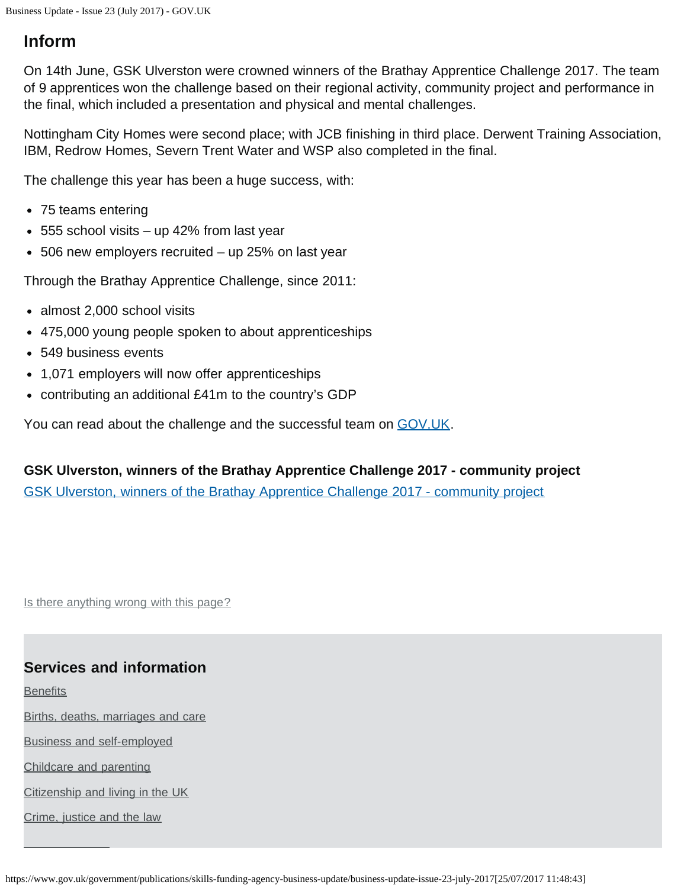## Inform

On 14th June, GSK Ulverston were crowned winners of the Brathay Apprentice Challenge 2017. The team of 9 apprentices won the challenge based on their regional activity, community project and performance in the final, which included a presentation and physical and mental challenges.

Nottingham City Homes were second place; with JCB finishing in third place. Derwent Training Association, IBM, Redrow Homes, Severn Trent Water and WSP also completed in the final.

The challenge this year has been a huge success, with:

- 75 teams entering
- 555 school visits – up 42% from last year
- 506 new employers recruited – up 25% on last year

Through the Brathay Apprentice Challenge, since 2011:

- almost 2,000 school visits
- 475,000 young people spoken to about apprenticeships
- 549 business events
- 1,071 employers will now offer apprenticeships
- contributing an additional £41m to the country's GDP

You can read about the challenge and the successful team on [GOV.UK](https://www.gov.uk).

**GSK Ulverston, winners of the Brathay Apprentice Challenge 2017 - community project**

[GSK Ulverston, winners of the Brathay Apprentice Challenge 2017 - community project]()

[Is there anything wrong with this page?]()

### Services and information

[Benefits]()

[Births, deaths, marriages and care]()

[Business and self-employed]()

[Childcare and parenting]()

[Citizenship and living in the UK]()

[Crime, justice and the law]()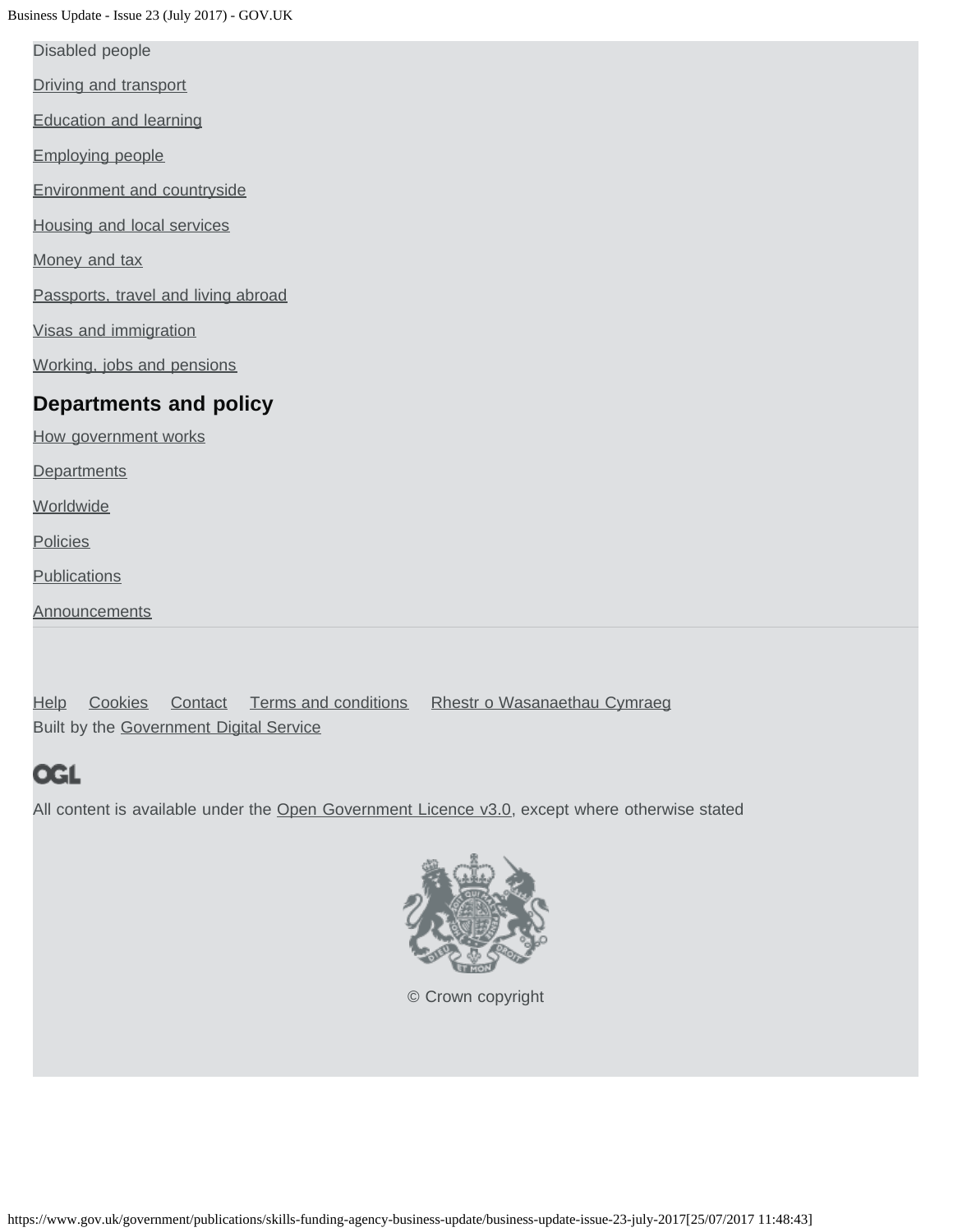Disabled people

Driving and transport

Education and learning

Employing people

Environment and countryside

Housing and local services

Money and tax

Passports, travel and living abroad

Visas and immigration

Working, jobs and pensions

## Departments and policy

How government works

Departments

Worldwide

Policies

Publications

Announcements

Help Cookies Contact Terms and conditions Rhestr o Wasanaethau Cymraeg

Built by the Government Digital Service

OGL

All content is available under the Open Government Licence v3.0, except where otherwise stated

© Crown copyright